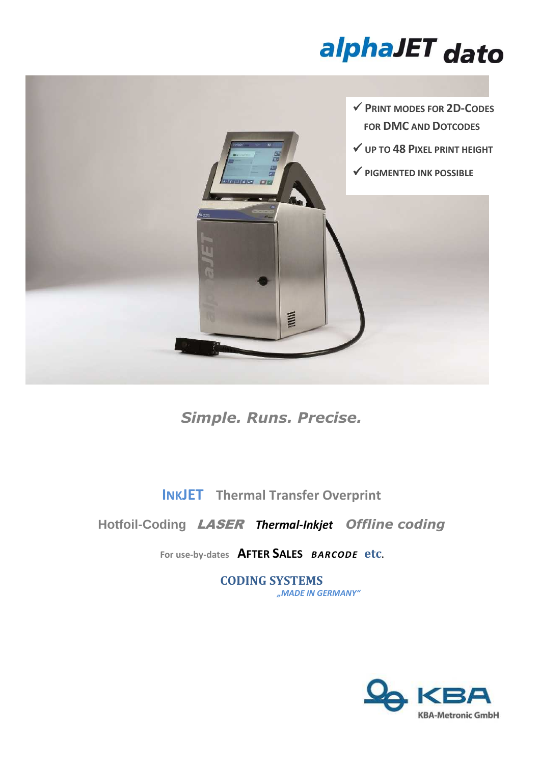# alphaJET dato

- ✓ PRINT MODES FOR 2D-CODES FOR DMC AND DOTCODES
- ✓ UP TO 48 PIXEL PRINT HEIGHT
- ✓ PIGMENTED INK POSSIBLE

*Simple. Runs. Precise.*

**INKJET** **Thermal Transfer Overprint**

**Hotfoil-Coding** ***LASER*** ***Thermal-Inkjet*** ***Offline coding***

**For use-by-dates** **AFTER SALES** ***BARCODE*** **etc.**

**CODING SYSTEMS**

*„MADE IN GERMANY"*

KBA

KBA-Metronic GmbH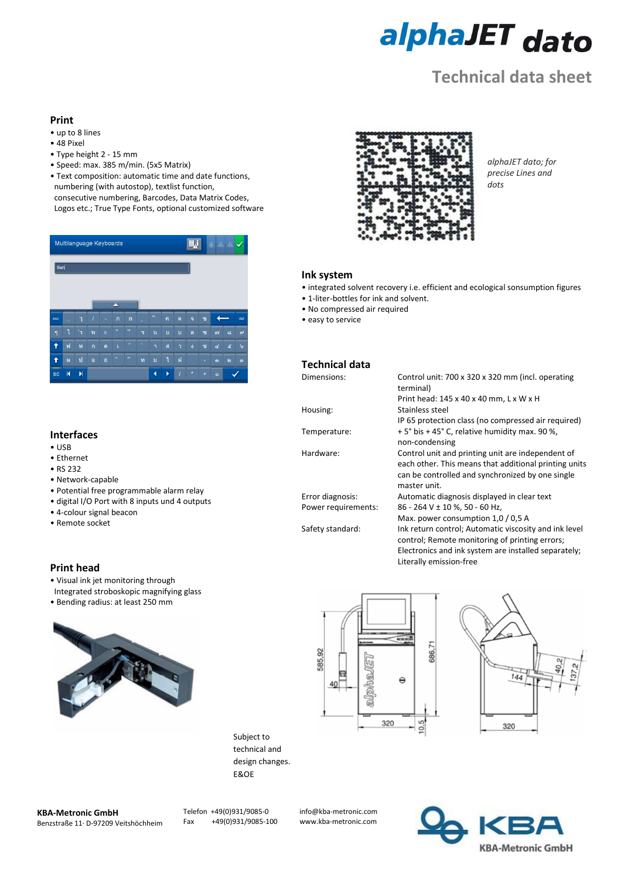# alphaJET dato

## Technical data sheet

### Print

- up to 8 lines
- 48 Pixel
- Type height 2 - 15 mm
- Speed: max. 385 m/min. (5x5 Matrix)
- Text composition: automatic time and date functions, numbering (with autostop), textlist function, consecutive numbering, Barcodes, Data Matrix Codes, Logos etc.; True Type Fonts, optional customized software

*alphaJET dato; for precise Lines and dots*

### Ink system

- integrated solvent recovery i.e. efficient and ecological sonsumption figures
- 1-liter-bottles for ink and solvent.
- No compressed air required
- easy to service

### Interfaces

- USB
- Ethernet
- RS 232
- Network-capable
- Potential free programmable alarm relay
- digital I/O Port with 8 inputs und 4 outputs
- 4-colour signal beacon
- Remote socket

### Technical data

| | |
|---|---|
| Dimensions: | Control unit: 700 x 320 x 320 mm (incl. operating terminal)<br>Print head: 145 x 40 x 40 mm, L x W x H |
| Housing: | Stainless steel<br>IP 65 protection class (no compressed air required) |
| Temperature: | + 5° bis + 45° C, relative humidity max. 90 %, non-condensing |
| Hardware: | Control unit and printing unit are independent of each other. This means that additional printing units can be controlled and synchronized by one single master unit. |
| Error diagnosis: | Automatic diagnosis displayed in clear text |
| Power requirements: | 86 - 264 V ± 10 %, 50 - 60 Hz,<br>Max. power consumption 1,0 / 0,5 A |
| Safety standard: | Ink return control; Automatic viscosity and ink level control; Remote monitoring of printing errors; Electronics and ink system are installed separately; Literally emission-free |

### Print head

- Visual ink jet monitoring through Integrated stroboskopic magnifying glass
- Bending radius: at least 250 mm

585,92
40
686,71
320
10,5
144
40,2
137,2
320

Subject to technical and design changes. E&OE

**KBA-Metronic GmbH**
Benzstraße 11· D-97209 Veitshöchheim

Telefon +49(0)931/9085-0
Fax +49(0)931/9085-100

info@kba-metronic.com
www.kba-metronic.com

KBA
KBA-Metronic GmbH